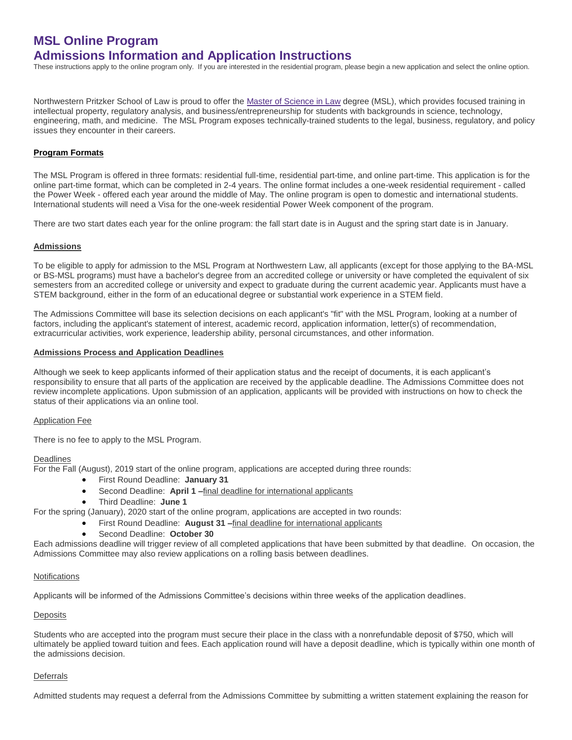# MSL Online Program
# Admissions Information and Application Instructions

These instructions apply to the online program only. If you are interested in the residential program, please begin a new application and select the online option.

Northwestern Pritzker School of Law is proud to offer the Master of Science in Law degree (MSL), which provides focused training in intellectual property, regulatory analysis, and business/entrepreneurship for students with backgrounds in science, technology, engineering, math, and medicine. The MSL Program exposes technically-trained students to the legal, business, regulatory, and policy issues they encounter in their careers.

## Program Formats

The MSL Program is offered in three formats: residential full-time, residential part-time, and online part-time. This application is for the online part-time format, which can be completed in 2-4 years. The online format includes a one-week residential requirement - called the Power Week - offered each year around the middle of May. The online program is open to domestic and international students. International students will need a Visa for the one-week residential Power Week component of the program.

There are two start dates each year for the online program: the fall start date is in August and the spring start date is in January.

## Admissions

To be eligible to apply for admission to the MSL Program at Northwestern Law, all applicants (except for those applying to the BA-MSL or BS-MSL programs) must have a bachelor's degree from an accredited college or university or have completed the equivalent of six semesters from an accredited college or university and expect to graduate during the current academic year. Applicants must have a STEM background, either in the form of an educational degree or substantial work experience in a STEM field.

The Admissions Committee will base its selection decisions on each applicant's "fit" with the MSL Program, looking at a number of factors, including the applicant's statement of interest, academic record, application information, letter(s) of recommendation, extracurricular activities, work experience, leadership ability, personal circumstances, and other information.

## Admissions Process and Application Deadlines

Although we seek to keep applicants informed of their application status and the receipt of documents, it is each applicant's responsibility to ensure that all parts of the application are received by the applicable deadline. The Admissions Committee does not review incomplete applications. Upon submission of an application, applicants will be provided with instructions on how to check the status of their applications via an online tool.

### Application Fee

There is no fee to apply to the MSL Program.

### Deadlines

For the Fall (August), 2019 start of the online program, applications are accepted during three rounds:

- First Round Deadline: **January 31**
- Second Deadline: **April 1 –** final deadline for international applicants
- Third Deadline: **June 1**

For the spring (January), 2020 start of the online program, applications are accepted in two rounds:

- First Round Deadline: **August 31 –** final deadline for international applicants
- Second Deadline: **October 30**

Each admissions deadline will trigger review of all completed applications that have been submitted by that deadline. On occasion, the Admissions Committee may also review applications on a rolling basis between deadlines.

### Notifications

Applicants will be informed of the Admissions Committee's decisions within three weeks of the application deadlines.

### Deposits

Students who are accepted into the program must secure their place in the class with a nonrefundable deposit of $750, which will ultimately be applied toward tuition and fees. Each application round will have a deposit deadline, which is typically within one month of the admissions decision.

### Deferrals

Admitted students may request a deferral from the Admissions Committee by submitting a written statement explaining the reason for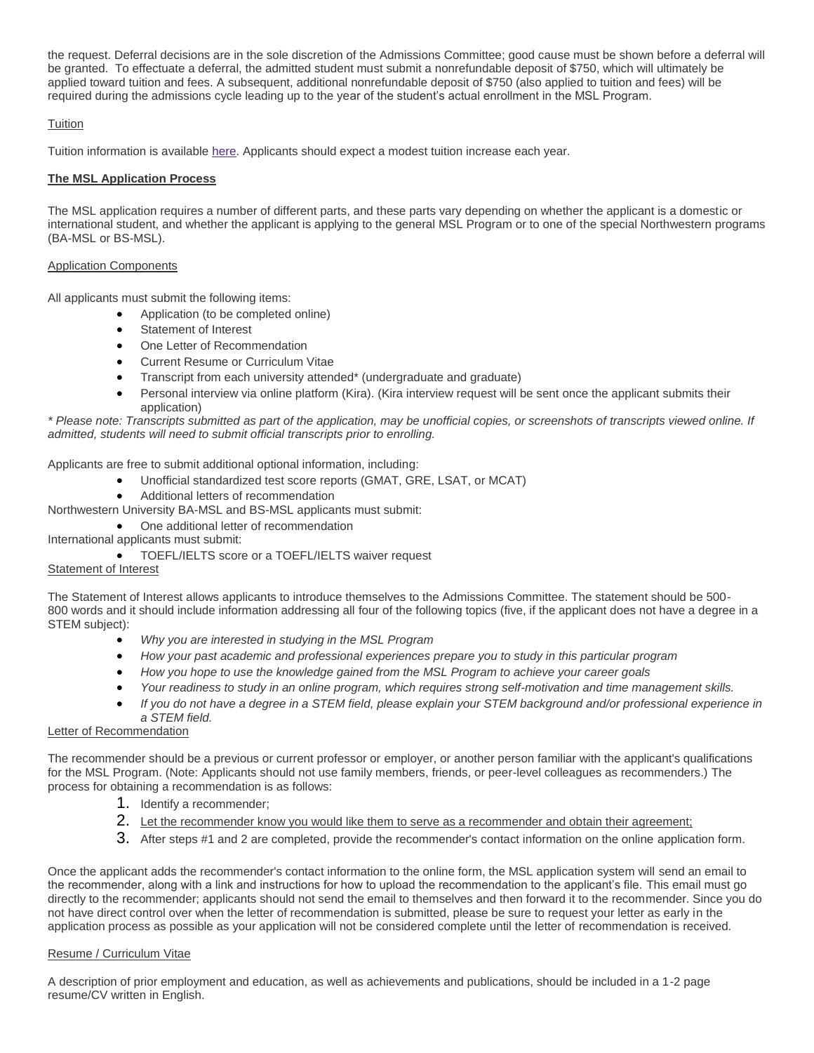the request. Deferral decisions are in the sole discretion of the Admissions Committee; good cause must be shown before a deferral will be granted. To effectuate a deferral, the admitted student must submit a nonrefundable deposit of $750, which will ultimately be applied toward tuition and fees. A subsequent, additional nonrefundable deposit of $750 (also applied to tuition and fees) will be required during the admissions cycle leading up to the year of the student's actual enrollment in the MSL Program.

Tuition

Tuition information is available here. Applicants should expect a modest tuition increase each year.

**The MSL Application Process**

The MSL application requires a number of different parts, and these parts vary depending on whether the applicant is a domestic or international student, and whether the applicant is applying to the general MSL Program or to one of the special Northwestern programs (BA-MSL or BS-MSL).

Application Components

All applicants must submit the following items:

- Application (to be completed online)
- Statement of Interest
- One Letter of Recommendation
- Current Resume or Curriculum Vitae
- Transcript from each university attended* (undergraduate and graduate)
- Personal interview via online platform (Kira). (Kira interview request will be sent once the applicant submits their application)

*\* Please note: Transcripts submitted as part of the application, may be unofficial copies, or screenshots of transcripts viewed online. If admitted, students will need to submit official transcripts prior to enrolling.*

Applicants are free to submit additional optional information, including:

- Unofficial standardized test score reports (GMAT, GRE, LSAT, or MCAT)
- Additional letters of recommendation

Northwestern University BA-MSL and BS-MSL applicants must submit:

- One additional letter of recommendation

International applicants must submit:

- TOEFL/IELTS score or a TOEFL/IELTS waiver request

Statement of Interest

The Statement of Interest allows applicants to introduce themselves to the Admissions Committee. The statement should be 500-800 words and it should include information addressing all four of the following topics (five, if the applicant does not have a degree in a STEM subject):

- *Why you are interested in studying in the MSL Program*
- *How your past academic and professional experiences prepare you to study in this particular program*
- *How you hope to use the knowledge gained from the MSL Program to achieve your career goals*
- *Your readiness to study in an online program, which requires strong self-motivation and time management skills.*
- *If you do not have a degree in a STEM field, please explain your STEM background and/or professional experience in a STEM field.*

Letter of Recommendation

The recommender should be a previous or current professor or employer, or another person familiar with the applicant's qualifications for the MSL Program. (Note: Applicants should not use family members, friends, or peer-level colleagues as recommenders.) The process for obtaining a recommendation is as follows:

1. Identify a recommender;
2. Let the recommender know you would like them to serve as a recommender and obtain their agreement;
3. After steps #1 and 2 are completed, provide the recommender's contact information on the online application form.

Once the applicant adds the recommender's contact information to the online form, the MSL application system will send an email to the recommender, along with a link and instructions for how to upload the recommendation to the applicant's file. This email must go directly to the recommender; applicants should not send the email to themselves and then forward it to the recommender. Since you do not have direct control over when the letter of recommendation is submitted, please be sure to request your letter as early in the application process as possible as your application will not be considered complete until the letter of recommendation is received.

Resume / Curriculum Vitae

A description of prior employment and education, as well as achievements and publications, should be included in a 1-2 page resume/CV written in English.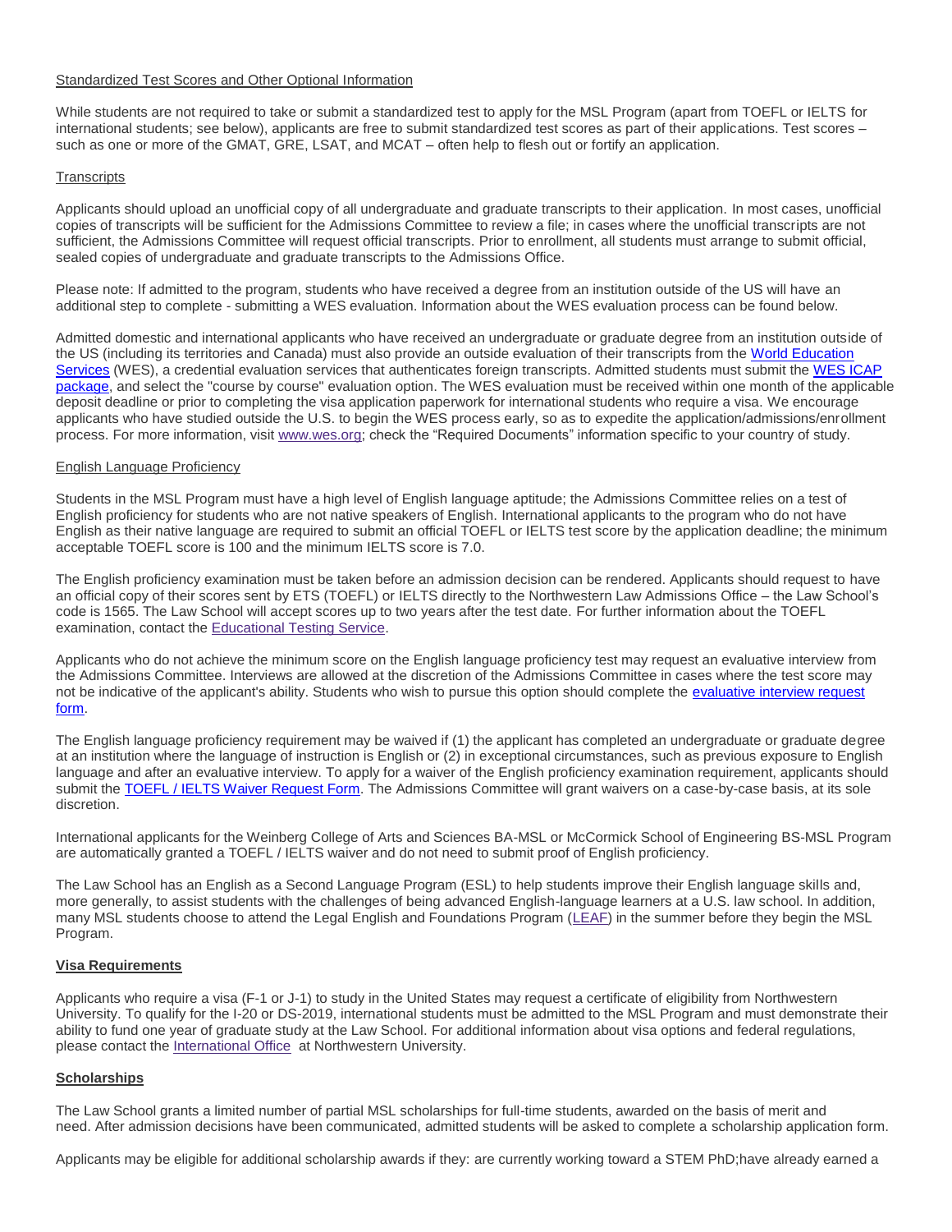Standardized Test Scores and Other Optional Information

While students are not required to take or submit a standardized test to apply for the MSL Program (apart from TOEFL or IELTS for international students; see below), applicants are free to submit standardized test scores as part of their applications. Test scores – such as one or more of the GMAT, GRE, LSAT, and MCAT – often help to flesh out or fortify an application.

Transcripts

Applicants should upload an unofficial copy of all undergraduate and graduate transcripts to their application. In most cases, unofficial copies of transcripts will be sufficient for the Admissions Committee to review a file; in cases where the unofficial transcripts are not sufficient, the Admissions Committee will request official transcripts. Prior to enrollment, all students must arrange to submit official, sealed copies of undergraduate and graduate transcripts to the Admissions Office.

Please note: If admitted to the program, students who have received a degree from an institution outside of the US will have an additional step to complete - submitting a WES evaluation. Information about the WES evaluation process can be found below.

Admitted domestic and international applicants who have received an undergraduate or graduate degree from an institution outside of the US (including its territories and Canada) must also provide an outside evaluation of their transcripts from the World Education Services (WES), a credential evaluation services that authenticates foreign transcripts. Admitted students must submit the WES ICAP package, and select the "course by course" evaluation option. The WES evaluation must be received within one month of the applicable deposit deadline or prior to completing the visa application paperwork for international students who require a visa. We encourage applicants who have studied outside the U.S. to begin the WES process early, so as to expedite the application/admissions/enrollment process. For more information, visit www.wes.org; check the "Required Documents" information specific to your country of study.

English Language Proficiency

Students in the MSL Program must have a high level of English language aptitude; the Admissions Committee relies on a test of English proficiency for students who are not native speakers of English. International applicants to the program who do not have English as their native language are required to submit an official TOEFL or IELTS test score by the application deadline; the minimum acceptable TOEFL score is 100 and the minimum IELTS score is 7.0.

The English proficiency examination must be taken before an admission decision can be rendered. Applicants should request to have an official copy of their scores sent by ETS (TOEFL) or IELTS directly to the Northwestern Law Admissions Office – the Law School's code is 1565. The Law School will accept scores up to two years after the test date. For further information about the TOEFL examination, contact the Educational Testing Service.

Applicants who do not achieve the minimum score on the English language proficiency test may request an evaluative interview from the Admissions Committee. Interviews are allowed at the discretion of the Admissions Committee in cases where the test score may not be indicative of the applicant's ability. Students who wish to pursue this option should complete the evaluative interview request form.

The English language proficiency requirement may be waived if (1) the applicant has completed an undergraduate or graduate degree at an institution where the language of instruction is English or (2) in exceptional circumstances, such as previous exposure to English language and after an evaluative interview. To apply for a waiver of the English proficiency examination requirement, applicants should submit the TOEFL / IELTS Waiver Request Form. The Admissions Committee will grant waivers on a case-by-case basis, at its sole discretion.

International applicants for the Weinberg College of Arts and Sciences BA-MSL or McCormick School of Engineering BS-MSL Program are automatically granted a TOEFL / IELTS waiver and do not need to submit proof of English proficiency.

The Law School has an English as a Second Language Program (ESL) to help students improve their English language skills and, more generally, to assist students with the challenges of being advanced English-language learners at a U.S. law school. In addition, many MSL students choose to attend the Legal English and Foundations Program (LEAF) in the summer before they begin the MSL Program.

**Visa Requirements**

Applicants who require a visa (F-1 or J-1) to study in the United States may request a certificate of eligibility from Northwestern University. To qualify for the I-20 or DS-2019, international students must be admitted to the MSL Program and must demonstrate their ability to fund one year of graduate study at the Law School. For additional information about visa options and federal regulations, please contact the International Office at Northwestern University.

**Scholarships**

The Law School grants a limited number of partial MSL scholarships for full-time students, awarded on the basis of merit and need. After admission decisions have been communicated, admitted students will be asked to complete a scholarship application form.

Applicants may be eligible for additional scholarship awards if they: are currently working toward a STEM PhD;have already earned a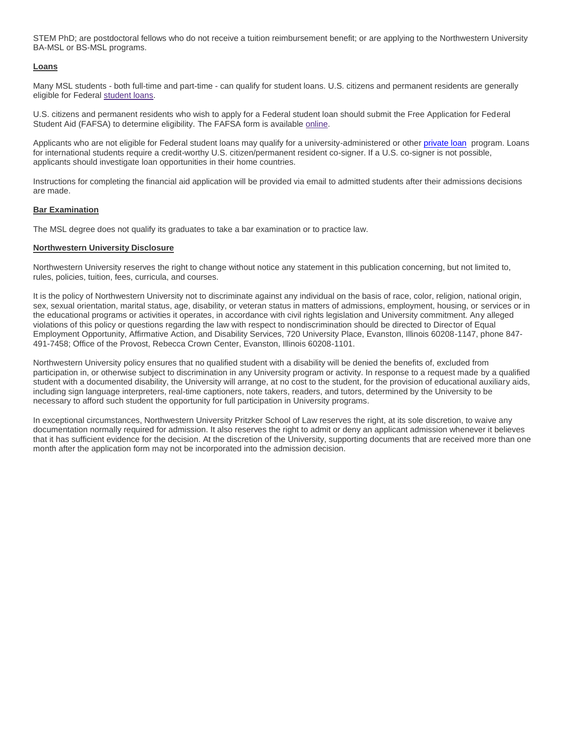STEM PhD; are postdoctoral fellows who do not receive a tuition reimbursement benefit; or are applying to the Northwestern University BA-MSL or BS-MSL programs.

**Loans**

Many MSL students - both full-time and part-time - can qualify for student loans. U.S. citizens and permanent residents are generally eligible for Federal student loans.

U.S. citizens and permanent residents who wish to apply for a Federal student loan should submit the Free Application for Federal Student Aid (FAFSA) to determine eligibility. The FAFSA form is available online.

Applicants who are not eligible for Federal student loans may qualify for a university-administered or other private loan program. Loans for international students require a credit-worthy U.S. citizen/permanent resident co-signer. If a U.S. co-signer is not possible, applicants should investigate loan opportunities in their home countries.

Instructions for completing the financial aid application will be provided via email to admitted students after their admissions decisions are made.

**Bar Examination**

The MSL degree does not qualify its graduates to take a bar examination or to practice law.

**Northwestern University Disclosure**

Northwestern University reserves the right to change without notice any statement in this publication concerning, but not limited to, rules, policies, tuition, fees, curricula, and courses.

It is the policy of Northwestern University not to discriminate against any individual on the basis of race, color, religion, national origin, sex, sexual orientation, marital status, age, disability, or veteran status in matters of admissions, employment, housing, or services or in the educational programs or activities it operates, in accordance with civil rights legislation and University commitment. Any alleged violations of this policy or questions regarding the law with respect to nondiscrimination should be directed to Director of Equal Employment Opportunity, Affirmative Action, and Disability Services, 720 University Place, Evanston, Illinois 60208-1147, phone 847-491-7458; Office of the Provost, Rebecca Crown Center, Evanston, Illinois 60208-1101.

Northwestern University policy ensures that no qualified student with a disability will be denied the benefits of, excluded from participation in, or otherwise subject to discrimination in any University program or activity. In response to a request made by a qualified student with a documented disability, the University will arrange, at no cost to the student, for the provision of educational auxiliary aids, including sign language interpreters, real-time captioners, note takers, readers, and tutors, determined by the University to be necessary to afford such student the opportunity for full participation in University programs.

In exceptional circumstances, Northwestern University Pritzker School of Law reserves the right, at its sole discretion, to waive any documentation normally required for admission. It also reserves the right to admit or deny an applicant admission whenever it believes that it has sufficient evidence for the decision. At the discretion of the University, supporting documents that are received more than one month after the application form may not be incorporated into the admission decision.